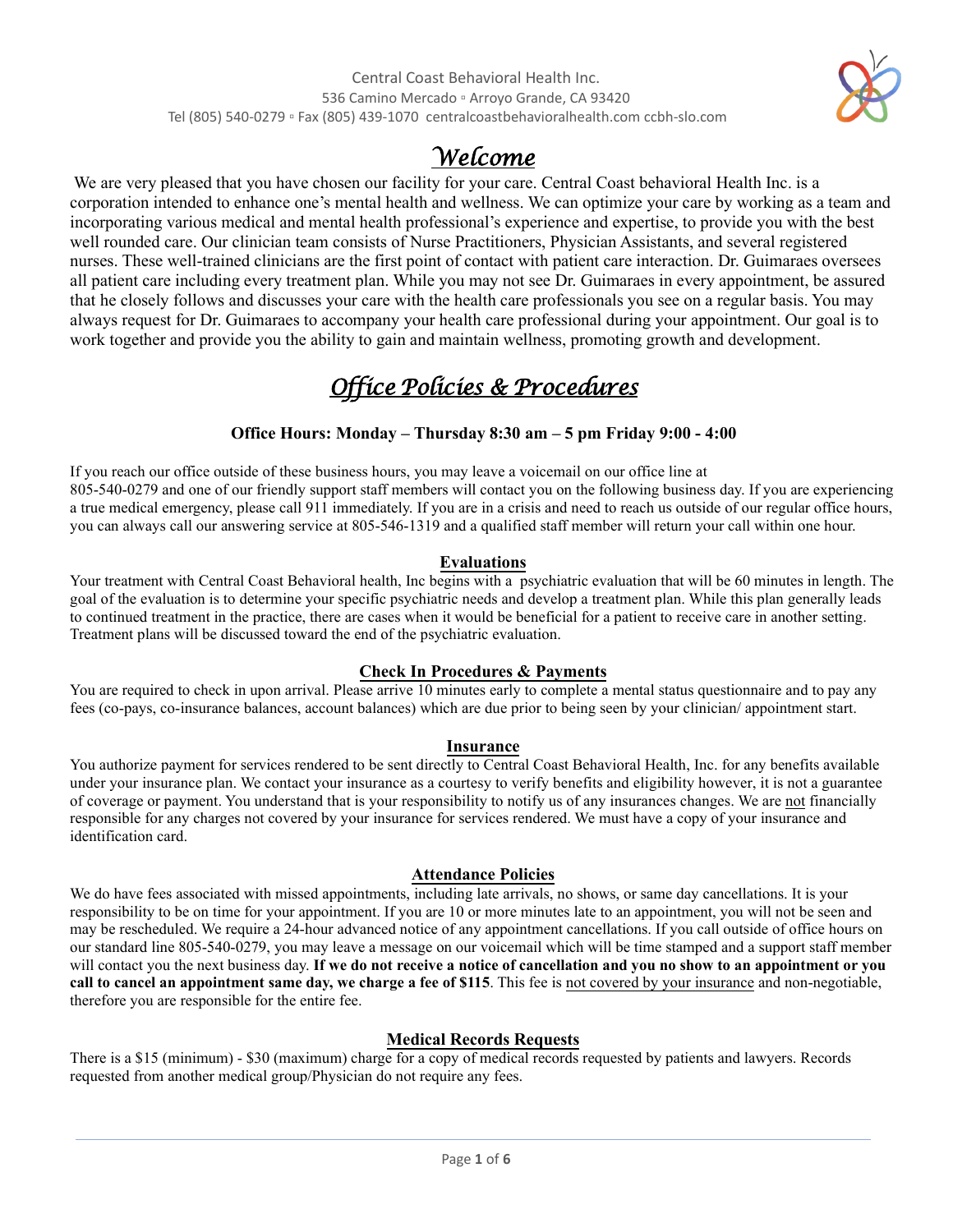Central Coast Behavioral Health Inc.
536 Camino Mercado ▫ Arroyo Grande, CA 93420
Tel (805) 540-0279 ▫ Fax (805) 439-1070 centralcoastbehavioralhealth.com ccbh-slo.com

# *Welcome*

We are very pleased that you have chosen our facility for your care. Central Coast behavioral Health Inc. is a corporation intended to enhance one's mental health and wellness. We can optimize your care by working as a team and incorporating various medical and mental health professional's experience and expertise, to provide you with the best well rounded care. Our clinician team consists of Nurse Practitioners, Physician Assistants, and several registered nurses. These well-trained clinicians are the first point of contact with patient care interaction. Dr. Guimaraes oversees all patient care including every treatment plan. While you may not see Dr. Guimaraes in every appointment, be assured that he closely follows and discusses your care with the health care professionals you see on a regular basis. You may always request for Dr. Guimaraes to accompany your health care professional during your appointment. Our goal is to work together and provide you the ability to gain and maintain wellness, promoting growth and development.

# *Office Policies & Procedures*

**Office Hours: Monday – Thursday 8:30 am – 5 pm Friday 9:00 - 4:00**

If you reach our office outside of these business hours, you may leave a voicemail on our office line at 805-540-0279 and one of our friendly support staff members will contact you on the following business day. If you are experiencing a true medical emergency, please call 911 immediately. If you are in a crisis and need to reach us outside of our regular office hours, you can always call our answering service at 805-546-1319 and a qualified staff member will return your call within one hour.

## Evaluations

Your treatment with Central Coast Behavioral health, Inc begins with a psychiatric evaluation that will be 60 minutes in length. The goal of the evaluation is to determine your specific psychiatric needs and develop a treatment plan. While this plan generally leads to continued treatment in the practice, there are cases when it would be beneficial for a patient to receive care in another setting. Treatment plans will be discussed toward the end of the psychiatric evaluation.

## Check In Procedures & Payments

You are required to check in upon arrival. Please arrive 10 minutes early to complete a mental status questionnaire and to pay any fees (co-pays, co-insurance balances, account balances) which are due prior to being seen by your clinician/ appointment start.

## Insurance

You authorize payment for services rendered to be sent directly to Central Coast Behavioral Health, Inc. for any benefits available under your insurance plan. We contact your insurance as a courtesy to verify benefits and eligibility however, it is not a guarantee of coverage or payment. You understand that is your responsibility to notify us of any insurances changes. We are not financially responsible for any charges not covered by your insurance for services rendered. We must have a copy of your insurance and identification card.

## Attendance Policies

We do have fees associated with missed appointments, including late arrivals, no shows, or same day cancellations. It is your responsibility to be on time for your appointment. If you are 10 or more minutes late to an appointment, you will not be seen and may be rescheduled. We require a 24-hour advanced notice of any appointment cancellations. If you call outside of office hours on our standard line 805-540-0279, you may leave a message on our voicemail which will be time stamped and a support staff member will contact you the next business day. **If we do not receive a notice of cancellation and you no show to an appointment or you call to cancel an appointment same day, we charge a fee of $115**. This fee is not covered by your insurance and non-negotiable, therefore you are responsible for the entire fee.

## Medical Records Requests

There is a $15 (minimum) - $30 (maximum) charge for a copy of medical records requested by patients and lawyers. Records requested from another medical group/Physician do not require any fees.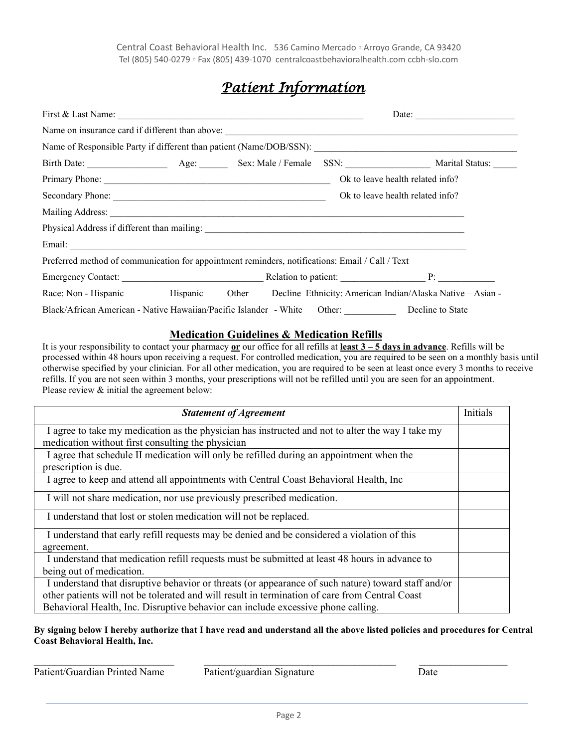Central Coast Behavioral Health Inc. 536 Camino Mercado ▫ Arroyo Grande, CA 93420
Tel (805) 540-0279 ▫ Fax (805) 439-1070 centralcoastbehavioralhealth.com ccbh-slo.com

# *Patient Information*

First & Last Name: ____________________________________________________ Date: ____________________

Name on insurance card if different than above: ____________________________________________________________

Name of Responsible Party if different than patient (Name/DOB/SSN): ________________________________________

Birth Date: _________________ Age: ______ Sex: Male / Female SSN: __________________ Marital Status: _____

Primary Phone: ________________________________________________ Ok to leave health related info?

Secondary Phone: ______________________________________________ Ok to leave health related info?

Mailing Address: ____________________________________________________________________________

Physical Address if different than mailing: ________________________________________________________

Email: ____________________________________________________________________________________

Preferred method of communication for appointment reminders, notifications: Email / Call / Text

Emergency Contact: ______________________________ Relation to patient: __________________ P: ____________

Race: Non - Hispanic Hispanic Other Decline Ethnicity: American Indian/Alaska Native – Asian - Black/African American - Native Hawaiian/Pacific Islander - White Other: ___________ Decline to State

## Medication Guidelines & Medication Refills

It is your responsibility to contact your pharmacy **or** our office for all refills at **least 3 – 5 days in advance**. Refills will be processed within 48 hours upon receiving a request. For controlled medication, you are required to be seen on a monthly basis until otherwise specified by your clinician. For all other medication, you are required to be seen at least once every 3 months to receive refills. If you are not seen within 3 months, your prescriptions will not be refilled until you are seen for an appointment. Please review & initial the agreement below:

| ***Statement of Agreement*** | Initials |
|---|---|
| I agree to take my medication as the physician has instructed and not to alter the way I take my medication without first consulting the physician | |
| I agree that schedule II medication will only be refilled during an appointment when the prescription is due. | |
| I agree to keep and attend all appointments with Central Coast Behavioral Health, Inc | |
| I will not share medication, nor use previously prescribed medication. | |
| I understand that lost or stolen medication will not be replaced. | |
| I understand that early refill requests may be denied and be considered a violation of this agreement. | |
| I understand that medication refill requests must be submitted at least 48 hours in advance to being out of medication. | |
| I understand that disruptive behavior or threats (or appearance of such nature) toward staff and/or other patients will not be tolerated and will result in termination of care from Central Coast Behavioral Health, Inc. Disruptive behavior can include excessive phone calling. | |

**By signing below I hereby authorize that I have read and understand all the above listed policies and procedures for Central Coast Behavioral Health, Inc.**

____________________________ ________________________________________ __________________

Patient/Guardian Printed Name Patient/guardian Signature Date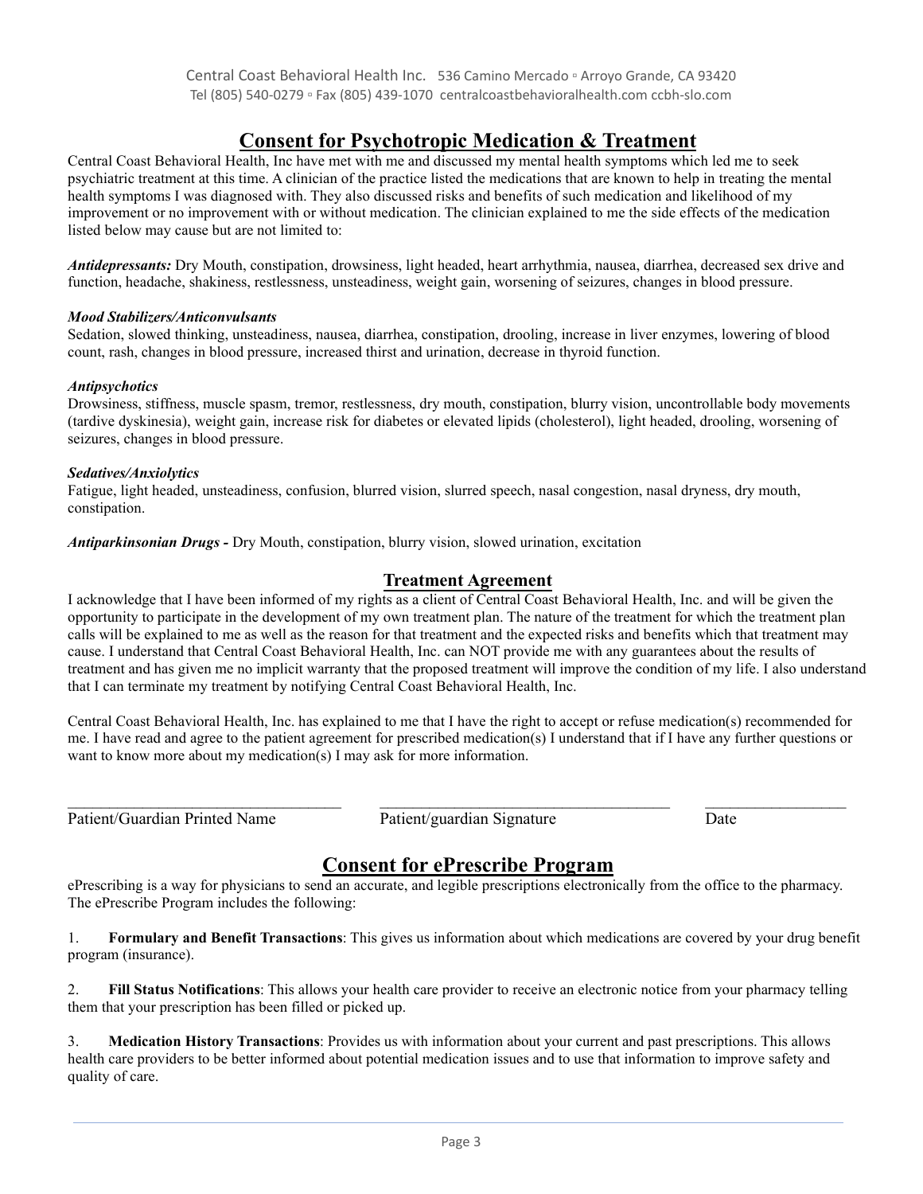Central Coast Behavioral Health Inc. 536 Camino Mercado ▫ Arroyo Grande, CA 93420
Tel (805) 540-0279 ▫ Fax (805) 439-1070 centralcoastbehavioralhealth.com ccbh-slo.com

## Consent for Psychotropic Medication & Treatment

Central Coast Behavioral Health, Inc have met with me and discussed my mental health symptoms which led me to seek psychiatric treatment at this time. A clinician of the practice listed the medications that are known to help in treating the mental health symptoms I was diagnosed with. They also discussed risks and benefits of such medication and likelihood of my improvement or no improvement with or without medication. The clinician explained to me the side effects of the medication listed below may cause but are not limited to:

***Antidepressants:*** Dry Mouth, constipation, drowsiness, light headed, heart arrhythmia, nausea, diarrhea, decreased sex drive and function, headache, shakiness, restlessness, unsteadiness, weight gain, worsening of seizures, changes in blood pressure.

***Mood Stabilizers/Anticonvulsants***
Sedation, slowed thinking, unsteadiness, nausea, diarrhea, constipation, drooling, increase in liver enzymes, lowering of blood count, rash, changes in blood pressure, increased thirst and urination, decrease in thyroid function.

***Antipsychotics***
Drowsiness, stiffness, muscle spasm, tremor, restlessness, dry mouth, constipation, blurry vision, uncontrollable body movements (tardive dyskinesia), weight gain, increase risk for diabetes or elevated lipids (cholesterol), light headed, drooling, worsening of seizures, changes in blood pressure.

***Sedatives/Anxiolytics***
Fatigue, light headed, unsteadiness, confusion, blurred vision, slurred speech, nasal congestion, nasal dryness, dry mouth, constipation.

***Antiparkinsonian Drugs -*** Dry Mouth, constipation, blurry vision, slowed urination, excitation

## Treatment Agreement

I acknowledge that I have been informed of my rights as a client of Central Coast Behavioral Health, Inc. and will be given the opportunity to participate in the development of my own treatment plan. The nature of the treatment for which the treatment plan calls will be explained to me as well as the reason for that treatment and the expected risks and benefits which that treatment may cause. I understand that Central Coast Behavioral Health, Inc. can NOT provide me with any guarantees about the results of treatment and has given me no implicit warranty that the proposed treatment will improve the condition of my life. I also understand that I can terminate my treatment by notifying Central Coast Behavioral Health, Inc.

Central Coast Behavioral Health, Inc. has explained to me that I have the right to accept or refuse medication(s) recommended for me. I have read and agree to the patient agreement for prescribed medication(s) I understand that if I have any further questions or want to know more about my medication(s) I may ask for more information.

___________________________________ ___________________________________ _________________
Patient/Guardian Printed Name Patient/guardian Signature Date

## Consent for ePrescribe Program

ePrescribing is a way for physicians to send an accurate, and legible prescriptions electronically from the office to the pharmacy. The ePrescribe Program includes the following:

1. **Formulary and Benefit Transactions**: This gives us information about which medications are covered by your drug benefit program (insurance).

2. **Fill Status Notifications**: This allows your health care provider to receive an electronic notice from your pharmacy telling them that your prescription has been filled or picked up.

3. **Medication History Transactions**: Provides us with information about your current and past prescriptions. This allows health care providers to be better informed about potential medication issues and to use that information to improve safety and quality of care.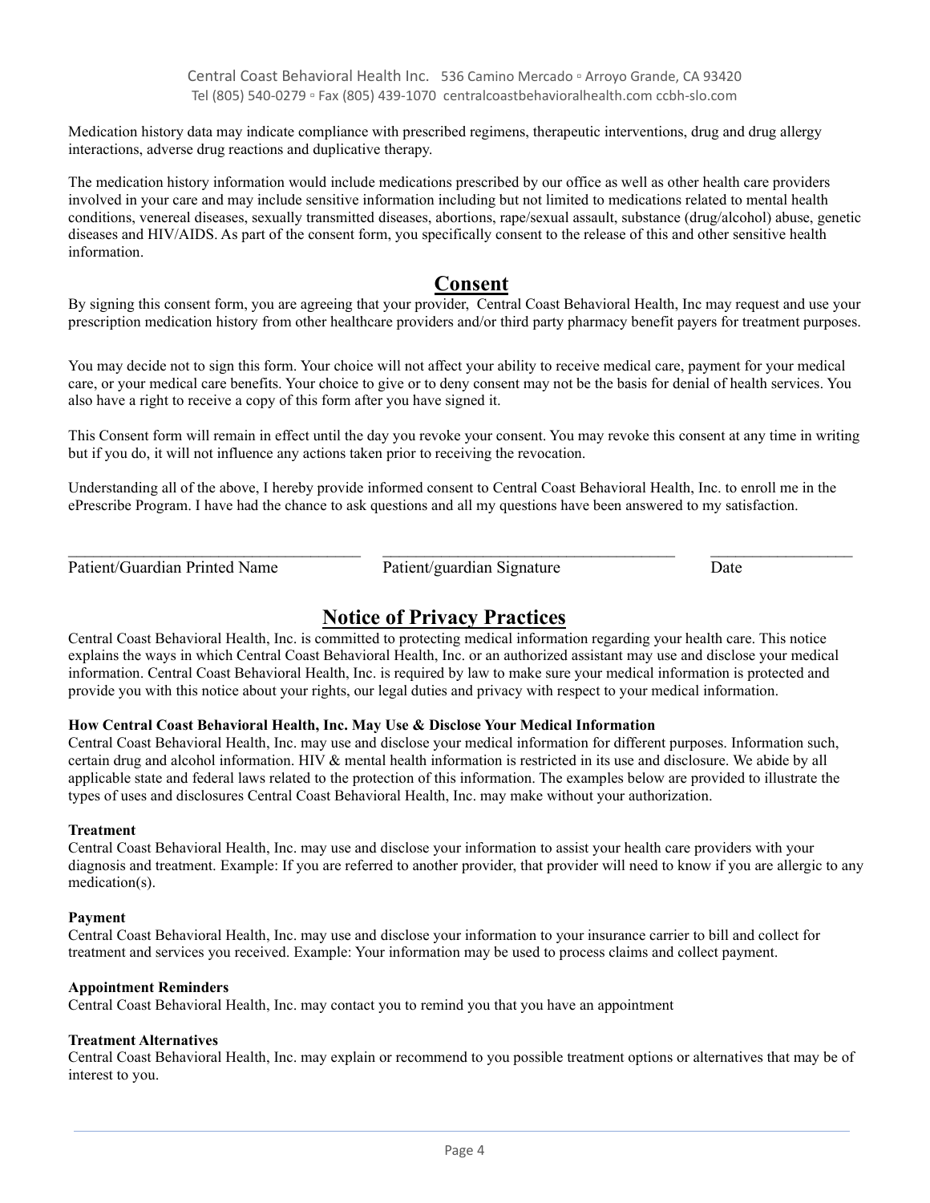Medication history data may indicate compliance with prescribed regimens, therapeutic interventions, drug and drug allergy interactions, adverse drug reactions and duplicative therapy.

The medication history information would include medications prescribed by our office as well as other health care providers involved in your care and may include sensitive information including but not limited to medications related to mental health conditions, venereal diseases, sexually transmitted diseases, abortions, rape/sexual assault, substance (drug/alcohol) abuse, genetic diseases and HIV/AIDS. As part of the consent form, you specifically consent to the release of this and other sensitive health information.

## Consent

By signing this consent form, you are agreeing that your provider, Central Coast Behavioral Health, Inc may request and use your prescription medication history from other healthcare providers and/or third party pharmacy benefit payers for treatment purposes.

You may decide not to sign this form. Your choice will not affect your ability to receive medical care, payment for your medical care, or your medical care benefits. Your choice to give or to deny consent may not be the basis for denial of health services. You also have a right to receive a copy of this form after you have signed it.

This Consent form will remain in effect until the day you revoke your consent. You may revoke this consent at any time in writing but if you do, it will not influence any actions taken prior to receiving the revocation.

Understanding all of the above, I hereby provide informed consent to Central Coast Behavioral Health, Inc. to enroll me in the ePrescribe Program. I have had the chance to ask questions and all my questions have been answered to my satisfaction.

\_\_\_\_\_\_\_\_\_\_\_\_\_\_\_\_\_\_\_\_\_\_\_\_\_\_\_\_\_\_\_\_\_\_\_\_ \_\_\_\_\_\_\_\_\_\_\_\_\_\_\_\_\_\_\_\_\_\_\_\_\_\_\_\_\_\_\_\_\_\_\_\_ \_\_\_\_\_\_\_\_\_\_\_\_\_\_\_\_\_\_

Patient/Guardian Printed Name Patient/guardian Signature Date

## Notice of Privacy Practices

Central Coast Behavioral Health, Inc. is committed to protecting medical information regarding your health care. This notice explains the ways in which Central Coast Behavioral Health, Inc. or an authorized assistant may use and disclose your medical information. Central Coast Behavioral Health, Inc. is required by law to make sure your medical information is protected and provide you with this notice about your rights, our legal duties and privacy with respect to your medical information.

**How Central Coast Behavioral Health, Inc. May Use & Disclose Your Medical Information**

Central Coast Behavioral Health, Inc. may use and disclose your medical information for different purposes. Information such, certain drug and alcohol information. HIV & mental health information is restricted in its use and disclosure. We abide by all applicable state and federal laws related to the protection of this information. The examples below are provided to illustrate the types of uses and disclosures Central Coast Behavioral Health, Inc. may make without your authorization.

**Treatment**

Central Coast Behavioral Health, Inc. may use and disclose your information to assist your health care providers with your diagnosis and treatment. Example: If you are referred to another provider, that provider will need to know if you are allergic to any medication(s).

**Payment**

Central Coast Behavioral Health, Inc. may use and disclose your information to your insurance carrier to bill and collect for treatment and services you received. Example: Your information may be used to process claims and collect payment.

**Appointment Reminders**

Central Coast Behavioral Health, Inc. may contact you to remind you that you have an appointment

**Treatment Alternatives**

Central Coast Behavioral Health, Inc. may explain or recommend to you possible treatment options or alternatives that may be of interest to you.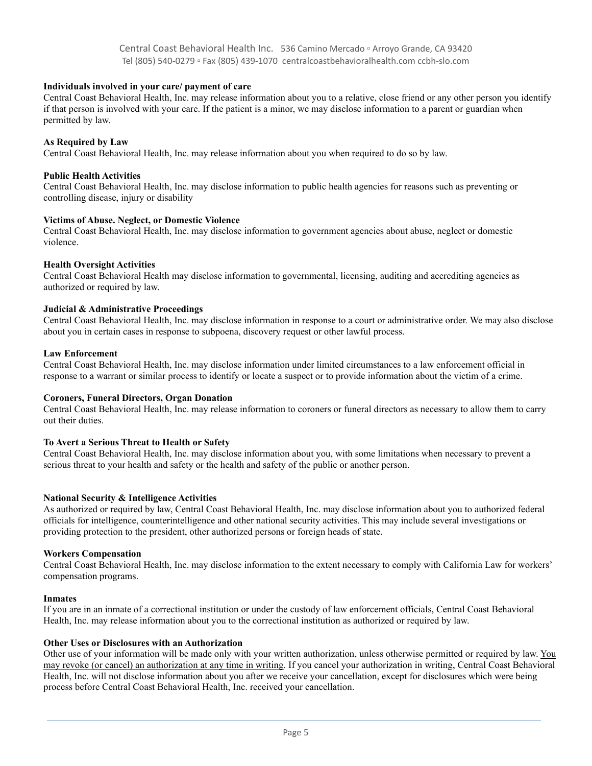**Individuals involved in your care/ payment of care**
Central Coast Behavioral Health, Inc. may release information about you to a relative, close friend or any other person you identify if that person is involved with your care. If the patient is a minor, we may disclose information to a parent or guardian when permitted by law.

**As Required by Law**
Central Coast Behavioral Health, Inc. may release information about you when required to do so by law.

**Public Health Activities**
Central Coast Behavioral Health, Inc. may disclose information to public health agencies for reasons such as preventing or controlling disease, injury or disability

**Victims of Abuse. Neglect, or Domestic Violence**
Central Coast Behavioral Health, Inc. may disclose information to government agencies about abuse, neglect or domestic violence.

**Health Oversight Activities**
Central Coast Behavioral Health may disclose information to governmental, licensing, auditing and accrediting agencies as authorized or required by law.

**Judicial & Administrative Proceedings**
Central Coast Behavioral Health, Inc. may disclose information in response to a court or administrative order. We may also disclose about you in certain cases in response to subpoena, discovery request or other lawful process.

**Law Enforcement**
Central Coast Behavioral Health, Inc. may disclose information under limited circumstances to a law enforcement official in response to a warrant or similar process to identify or locate a suspect or to provide information about the victim of a crime.

**Coroners, Funeral Directors, Organ Donation**
Central Coast Behavioral Health, Inc. may release information to coroners or funeral directors as necessary to allow them to carry out their duties.

**To Avert a Serious Threat to Health or Safety**
Central Coast Behavioral Health, Inc. may disclose information about you, with some limitations when necessary to prevent a serious threat to your health and safety or the health and safety of the public or another person.

**National Security & Intelligence Activities**
As authorized or required by law, Central Coast Behavioral Health, Inc. may disclose information about you to authorized federal officials for intelligence, counterintelligence and other national security activities. This may include several investigations or providing protection to the president, other authorized persons or foreign heads of state.

**Workers Compensation**
Central Coast Behavioral Health, Inc. may disclose information to the extent necessary to comply with California Law for workers' compensation programs.

**Inmates**
If you are in an inmate of a correctional institution or under the custody of law enforcement officials, Central Coast Behavioral Health, Inc. may release information about you to the correctional institution as authorized or required by law.

**Other Uses or Disclosures with an Authorization**
Other use of your information will be made only with your written authorization, unless otherwise permitted or required by law. You may revoke (or cancel) an authorization at any time in writing. If you cancel your authorization in writing, Central Coast Behavioral Health, Inc. will not disclose information about you after we receive your cancellation, except for disclosures which were being process before Central Coast Behavioral Health, Inc. received your cancellation.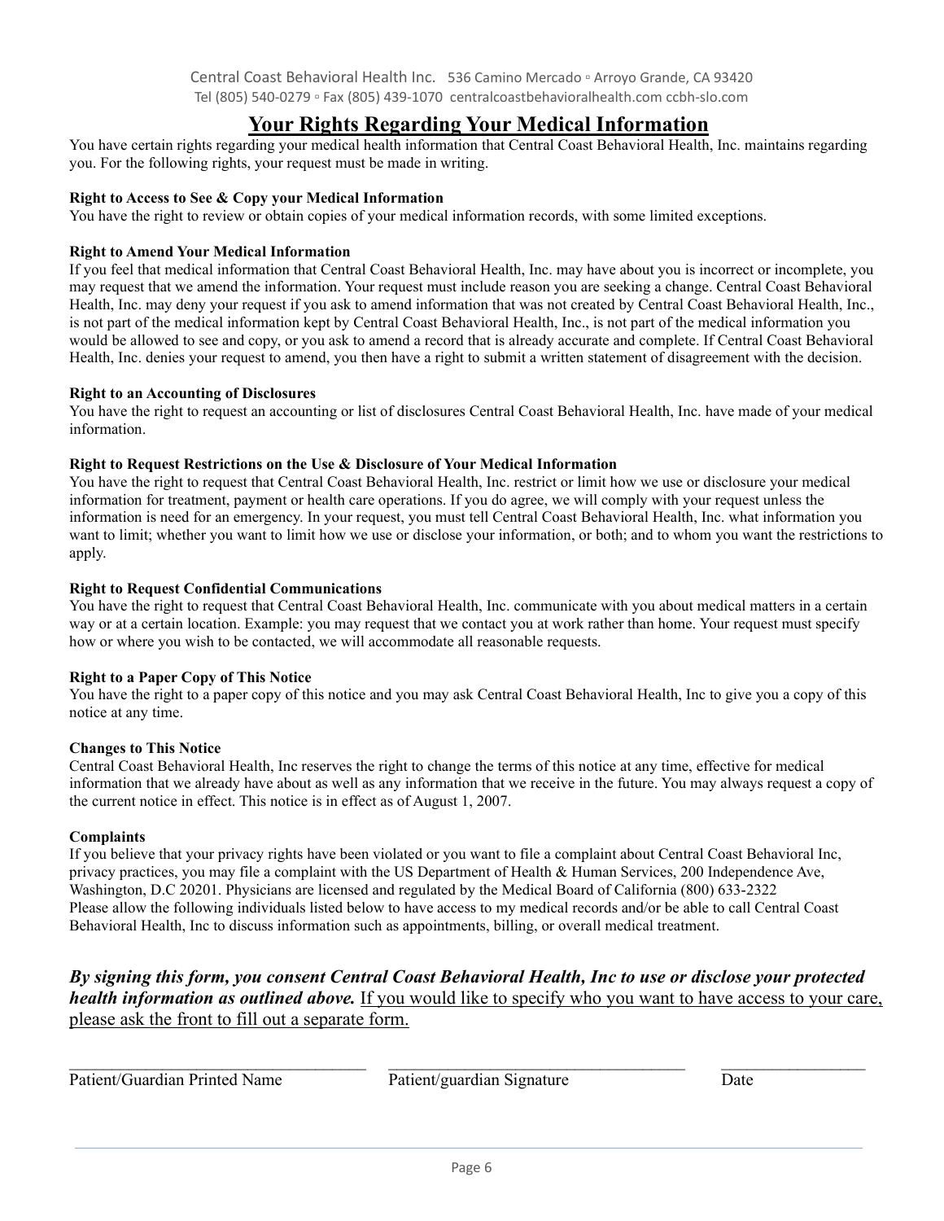Central Coast Behavioral Health Inc. 536 Camino Mercado ▫ Arroyo Grande, CA 93420
Tel (805) 540-0279 ▫ Fax (805) 439-1070 centralcoastbehavioralhealth.com ccbh-slo.com

# Your Rights Regarding Your Medical Information

You have certain rights regarding your medical health information that Central Coast Behavioral Health, Inc. maintains regarding you. For the following rights, your request must be made in writing.

**Right to Access to See & Copy your Medical Information**
You have the right to review or obtain copies of your medical information records, with some limited exceptions.

**Right to Amend Your Medical Information**
If you feel that medical information that Central Coast Behavioral Health, Inc. may have about you is incorrect or incomplete, you may request that we amend the information. Your request must include reason you are seeking a change. Central Coast Behavioral Health, Inc. may deny your request if you ask to amend information that was not created by Central Coast Behavioral Health, Inc., is not part of the medical information kept by Central Coast Behavioral Health, Inc., is not part of the medical information you would be allowed to see and copy, or you ask to amend a record that is already accurate and complete. If Central Coast Behavioral Health, Inc. denies your request to amend, you then have a right to submit a written statement of disagreement with the decision.

**Right to an Accounting of Disclosures**
You have the right to request an accounting or list of disclosures Central Coast Behavioral Health, Inc. have made of your medical information.

**Right to Request Restrictions on the Use & Disclosure of Your Medical Information**
You have the right to request that Central Coast Behavioral Health, Inc. restrict or limit how we use or disclosure your medical information for treatment, payment or health care operations. If you do agree, we will comply with your request unless the information is need for an emergency. In your request, you must tell Central Coast Behavioral Health, Inc. what information you want to limit; whether you want to limit how we use or disclose your information, or both; and to whom you want the restrictions to apply.

**Right to Request Confidential Communications**
You have the right to request that Central Coast Behavioral Health, Inc. communicate with you about medical matters in a certain way or at a certain location. Example: you may request that we contact you at work rather than home. Your request must specify how or where you wish to be contacted, we will accommodate all reasonable requests.

**Right to a Paper Copy of This Notice**
You have the right to a paper copy of this notice and you may ask Central Coast Behavioral Health, Inc to give you a copy of this notice at any time.

**Changes to This Notice**
Central Coast Behavioral Health, Inc reserves the right to change the terms of this notice at any time, effective for medical information that we already have about as well as any information that we receive in the future. You may always request a copy of the current notice in effect. This notice is in effect as of August 1, 2007.

**Complaints**
If you believe that your privacy rights have been violated or you want to file a complaint about Central Coast Behavioral Inc, privacy practices, you may file a complaint with the US Department of Health & Human Services, 200 Independence Ave, Washington, D.C 20201. Physicians are licensed and regulated by the Medical Board of California (800) 633-2322
Please allow the following individuals listed below to have access to my medical records and/or be able to call Central Coast Behavioral Health, Inc to discuss information such as appointments, billing, or overall medical treatment.

***By signing this form, you consent Central Coast Behavioral Health, Inc to use or disclose your protected health information as outlined above.*** If you would like to specify who you want to have access to your care, please ask the front to fill out a separate form.

\_\_\_\_\_\_\_\_\_\_\_\_\_\_\_\_\_\_\_\_\_\_\_\_\_\_\_\_\_\_ \_\_\_\_\_\_\_\_\_\_\_\_\_\_\_\_\_\_\_\_\_\_\_\_\_\_\_\_\_\_ \_\_\_\_\_\_\_\_\_\_\_\_\_\_\_
Patient/Guardian Printed Name Patient/guardian Signature Date